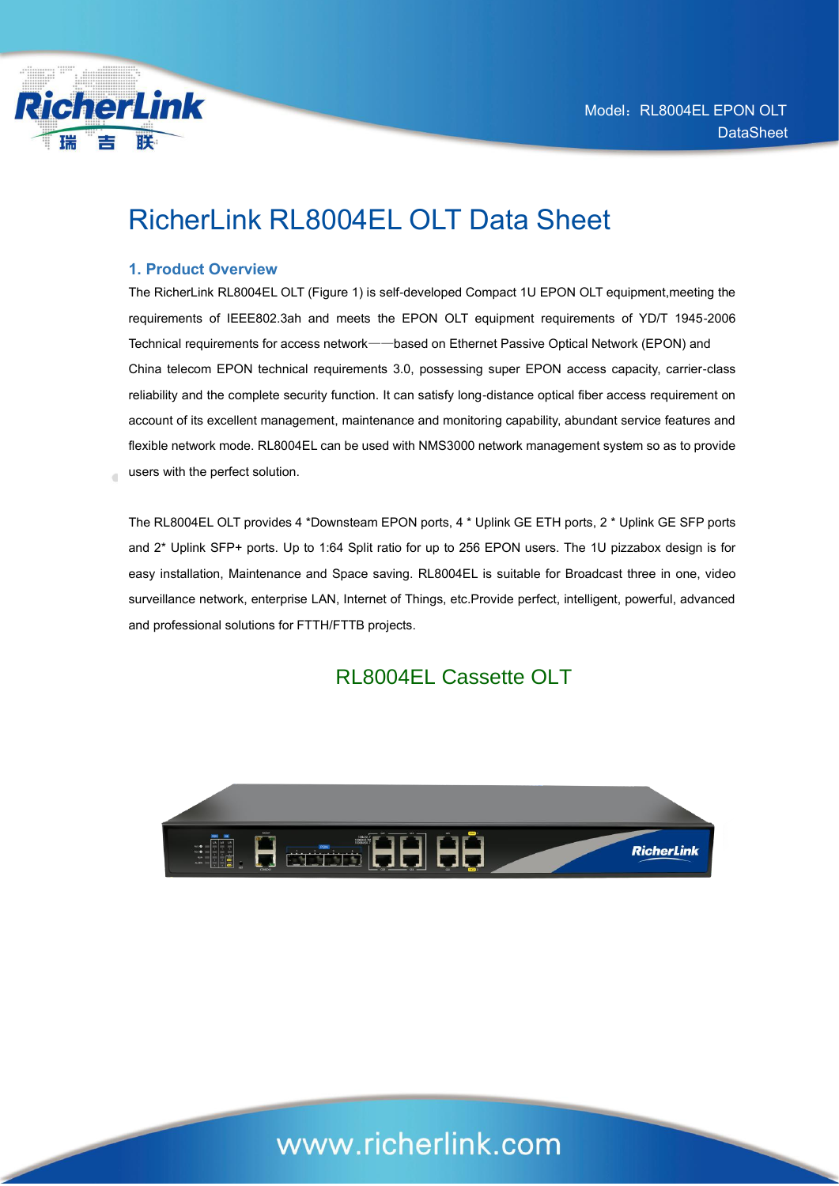# RicherLink RL8004EL OLT Data Sheet

## 1. Product Overview

The RicherLink RL8004EL OLT (Figure 1) is self-developed Compact 1U EPON OLT equipment,meeting the requirements of IEEE802.3ah and meets the EPON OLT equipment requirements of YD/T 1945-2006 Technical requirements for access network——based on Ethernet Passive Optical Network (EPON) and China telecom EPON technical requirements 3.0, possessing super EPON access capacity, carrier-class reliability and the complete security function. It can satisfy long-distance optical fiber access requirement on account of its excellent management, maintenance and monitoring capability, abundant service features and flexible network mode. RL8004EL can be used with NMS3000 network management system so as to provide users with the perfect solution.

The RL8004EL OLT provides 4 *Downsteam EPON ports, 4 * Uplink GE ETH ports, 2 * Uplink GE SFP ports and 2* Uplink SFP+ ports. Up to 1:64 Split ratio for up to 256 EPON users. The 1U pizzabox design is for easy installation, Maintenance and Space saving. RL8004EL is suitable for Broadcast three in one, video surveillance network, enterprise LAN, Internet of Things, etc.Provide perfect, intelligent, powerful, advanced and professional solutions for FTTH/FTTB projects.

RL8004EL Cassette OLT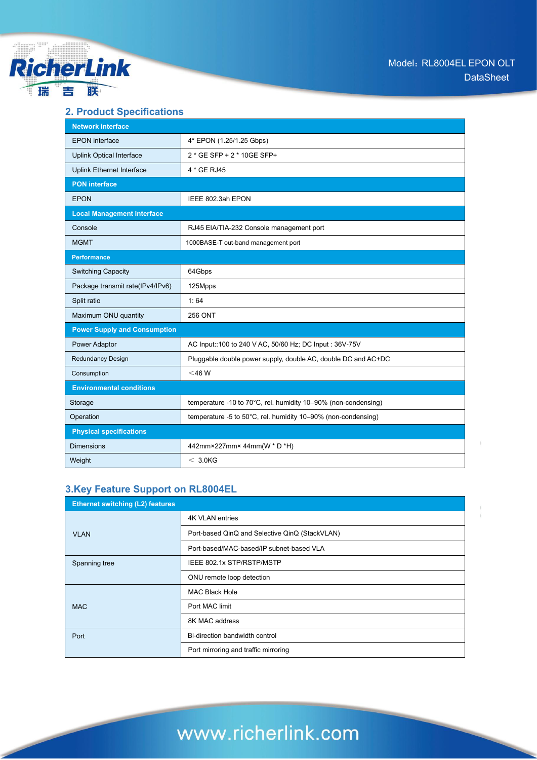## 2. Product Specifications

| Network interface | |
|---|---|
| EPON interface | 4* EPON (1.25/1.25 Gbps) |
| Uplink Optical Interface | 2 * GE SFP + 2 * 10GE SFP+ |
| Uplink Ethernet Interface | 4 * GE RJ45 |
| **PON interface** | |
| EPON | IEEE 802.3ah EPON |
| **Local Management interface** | |
| Console | RJ45 EIA/TIA-232 Console management port |
| MGMT | 1000BASE-T out-band management port |
| **Performance** | |
| Switching Capacity | 64Gbps |
| Package transmit rate(IPv4/IPv6) | 125Mpps |
| Split ratio | 1: 64 |
| Maximum ONU quantity | 256 ONT |
| **Power Supply and Consumption** | |
| Power Adaptor | AC Input::100 to 240 V AC, 50/60 Hz; DC Input : 36V-75V |
| Redundancy Design | Pluggable double power supply, double AC, double DC and AC+DC |
| Consumption | ＜46 W |
| **Environmental conditions** | |
| Storage | temperature -10 to 70°C, rel. humidity 10–90% (non-condensing) |
| Operation | temperature -5 to 50°C, rel. humidity 10–90% (non-condensing) |
| **Physical specifications** | |
| Dimensions | 442mm×227mm× 44mm(W * D *H) |
| Weight | ＜ 3.0KG |

## 3.Key Feature Support on RL8004EL

| Ethernet switching (L2) features | |
|---|---|
| VLAN | 4K VLAN entries |
| | Port-based QinQ and Selective QinQ (StackVLAN) |
| | Port-based/MAC-based/IP subnet-based VLA |
| Spanning tree | IEEE 802.1x STP/RSTP/MSTP |
| | ONU remote loop detection |
| MAC | MAC Black Hole |
| | Port MAC limit |
| | 8K MAC address |
| Port | Bi-direction bandwidth control |
| | Port mirroring and traffic mirroring |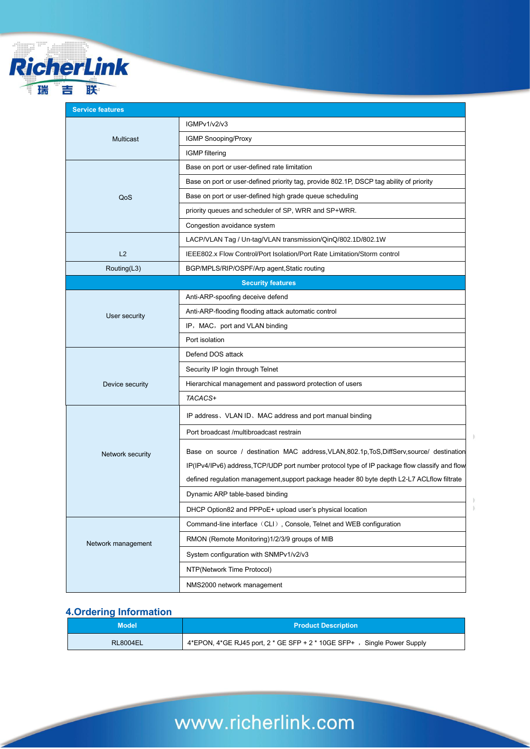| Service features | |
|---|---|
| Multicast | IGMPv1/v2/v3 |
| | IGMP Snooping/Proxy |
| | IGMP filtering |
| QoS | Base on port or user-defined rate limitation |
| | Base on port or user-defined priority tag, provide 802.1P, DSCP tag ability of priority |
| | Base on port or user-defined high grade queue scheduling |
| | priority queues and scheduler of SP, WRR and SP+WRR. |
| | Congestion avoidance system |
| L2 | LACP/VLAN Tag / Un-tag/VLAN transmission/QinQ/802.1D/802.1W |
| | IEEE802.x Flow Control/Port Isolation/Port Rate Limitation/Storm control |
| Routing(L3) | BGP/MPLS/RIP/OSPF/Arp agent,Static routing |
| **Security features** | |
| User security | Anti-ARP-spoofing deceive defend |
| | Anti-ARP-flooding flooding attack automatic control |
| | IP，MAC，port and VLAN binding |
| | Port isolation |
| Device security | Defend DOS attack |
| | Security IP login through Telnet |
| | Hierarchical management and password protection of users |
| | *TACACS+* |
| Network security | IP address、VLAN ID、MAC address and port manual binding |
| | Port broadcast /multibroadcast restrain |
| | Base on source / destination MAC address,VLAN,802.1p,ToS,DiffServ,source/ destination IP(IPv4/IPv6) address,TCP/UDP port number protocol type of IP package flow classify and flow defined regulation management,support package header 80 byte depth L2-L7 ACLflow filtrate |
| | Dynamic ARP table-based binding |
| | DHCP Option82 and PPPoE+ upload user's physical location |
| Network management | Command-line interface（CLI）, Console, Telnet and WEB configuration |
| | RMON (Remote Monitoring)1/2/3/9 groups of MIB |
| | System configuration with SNMPv1/v2/v3 |
| | NTP(Network Time Protocol) |
| | NMS2000 network management |

## 4.Ordering Information

| Model | Product Description |
|---|---|
| RL8004EL | 4*EPON, 4*GE RJ45 port, 2 * GE SFP + 2 * 10GE SFP+ ， Single Power Supply |